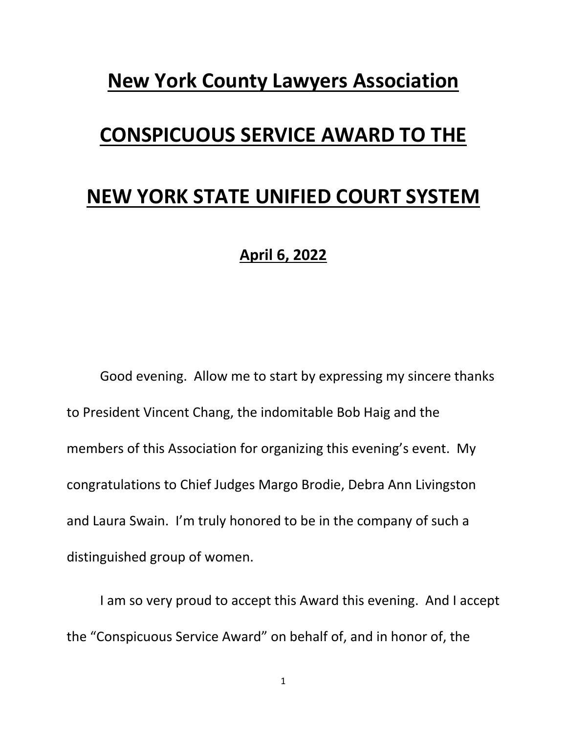# New York County Lawyers Association

# CONSPICUOUS SERVICE AWARD TO THE

# NEW YORK STATE UNIFIED COURT SYSTEM

**April 6, 2022**

Good evening. Allow me to start by expressing my sincere thanks to President Vincent Chang, the indomitable Bob Haig and the members of this Association for organizing this evening's event. My congratulations to Chief Judges Margo Brodie, Debra Ann Livingston and Laura Swain. I'm truly honored to be in the company of such a distinguished group of women.

I am so very proud to accept this Award this evening. And I accept the "Conspicuous Service Award" on behalf of, and in honor of, the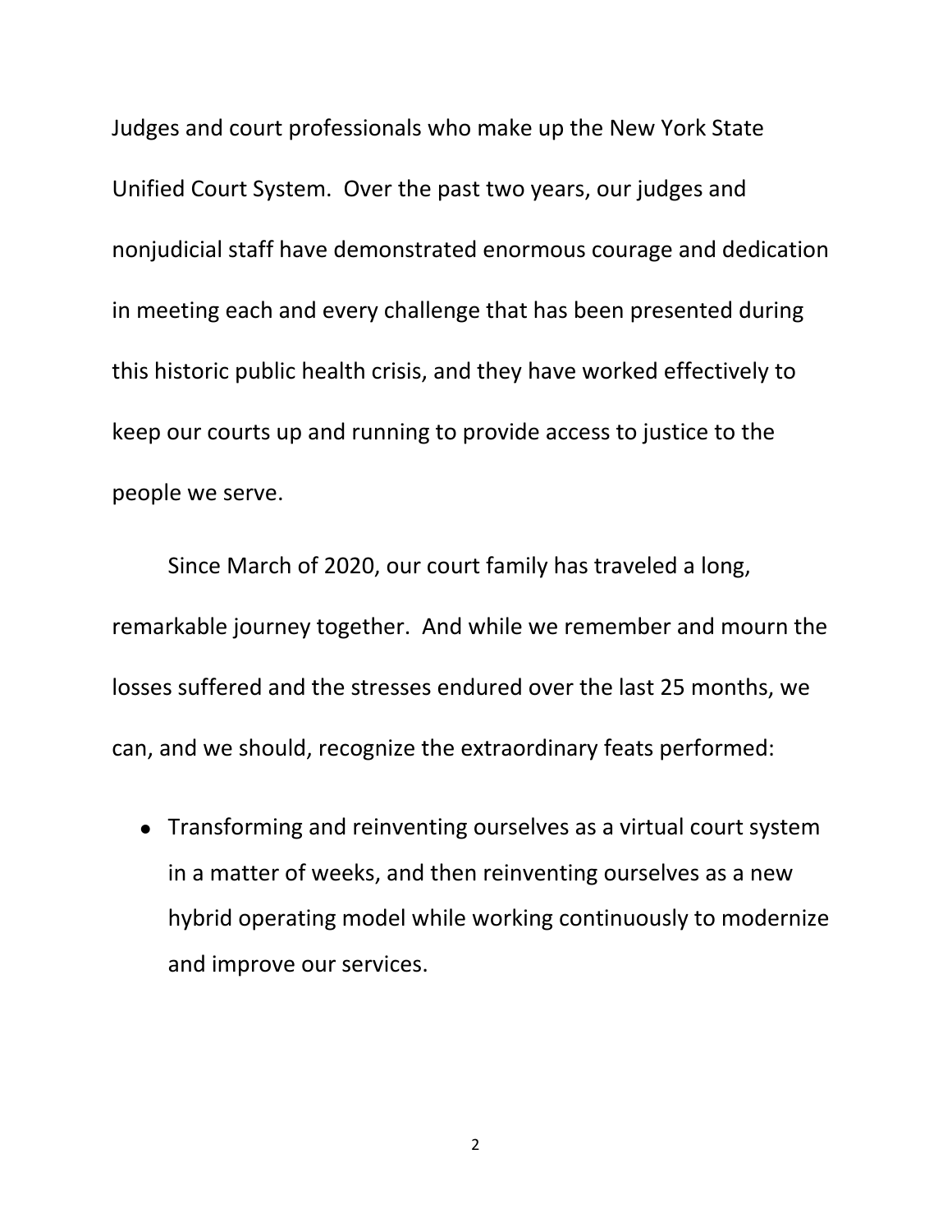Judges and court professionals who make up the New York State Unified Court System. Over the past two years, our judges and nonjudicial staff have demonstrated enormous courage and dedication in meeting each and every challenge that has been presented during this historic public health crisis, and they have worked effectively to keep our courts up and running to provide access to justice to the people we serve.

Since March of 2020, our court family has traveled a long, remarkable journey together. And while we remember and mourn the losses suffered and the stresses endured over the last 25 months, we can, and we should, recognize the extraordinary feats performed:

- Transforming and reinventing ourselves as a virtual court system in a matter of weeks, and then reinventing ourselves as a new hybrid operating model while working continuously to modernize and improve our services.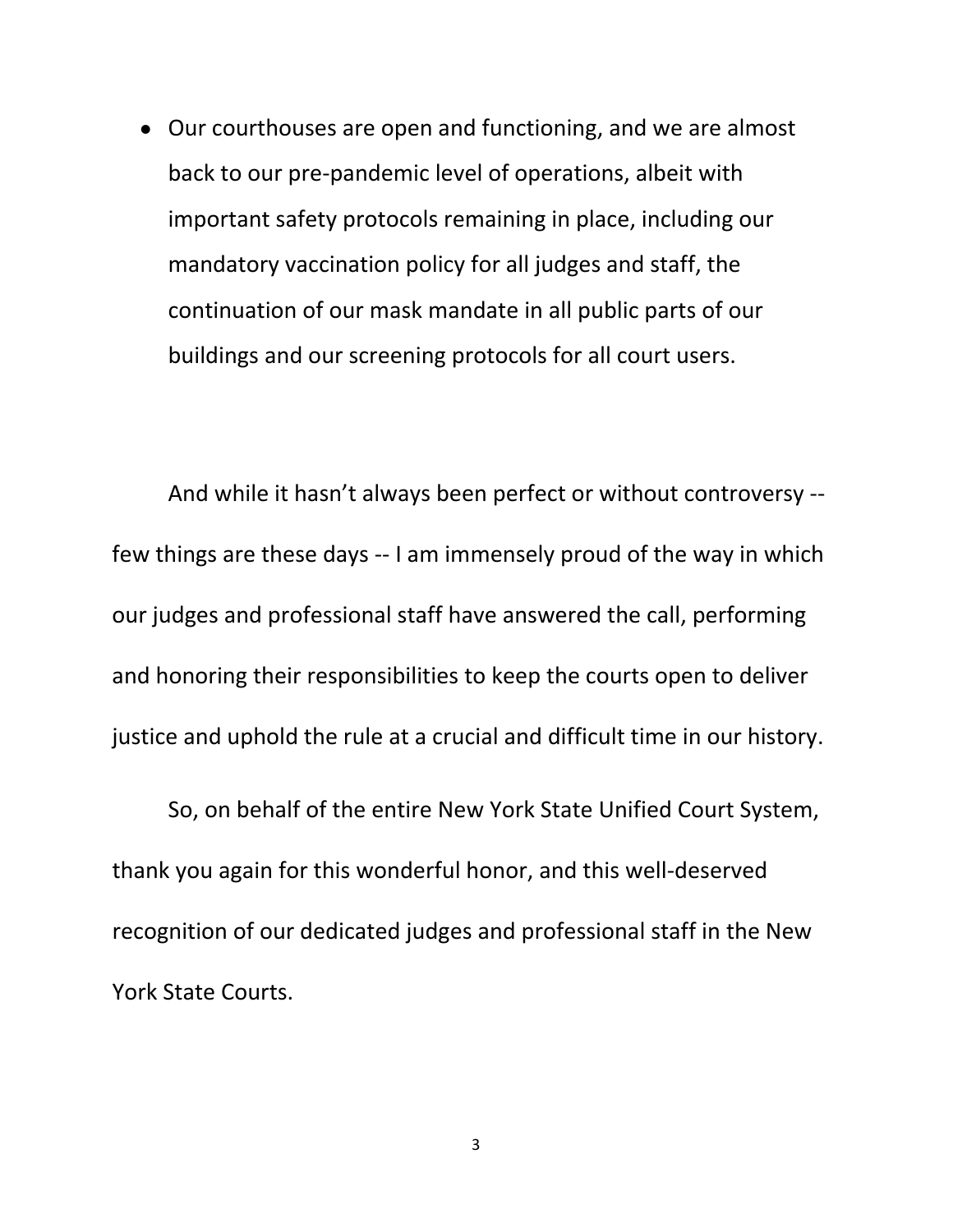- Our courthouses are open and functioning, and we are almost back to our pre-pandemic level of operations, albeit with important safety protocols remaining in place, including our mandatory vaccination policy for all judges and staff, the continuation of our mask mandate in all public parts of our buildings and our screening protocols for all court users.

And while it hasn't always been perfect or without controversy -- few things are these days -- I am immensely proud of the way in which our judges and professional staff have answered the call, performing and honoring their responsibilities to keep the courts open to deliver justice and uphold the rule at a crucial and difficult time in our history.

So, on behalf of the entire New York State Unified Court System, thank you again for this wonderful honor, and this well-deserved recognition of our dedicated judges and professional staff in the New York State Courts.